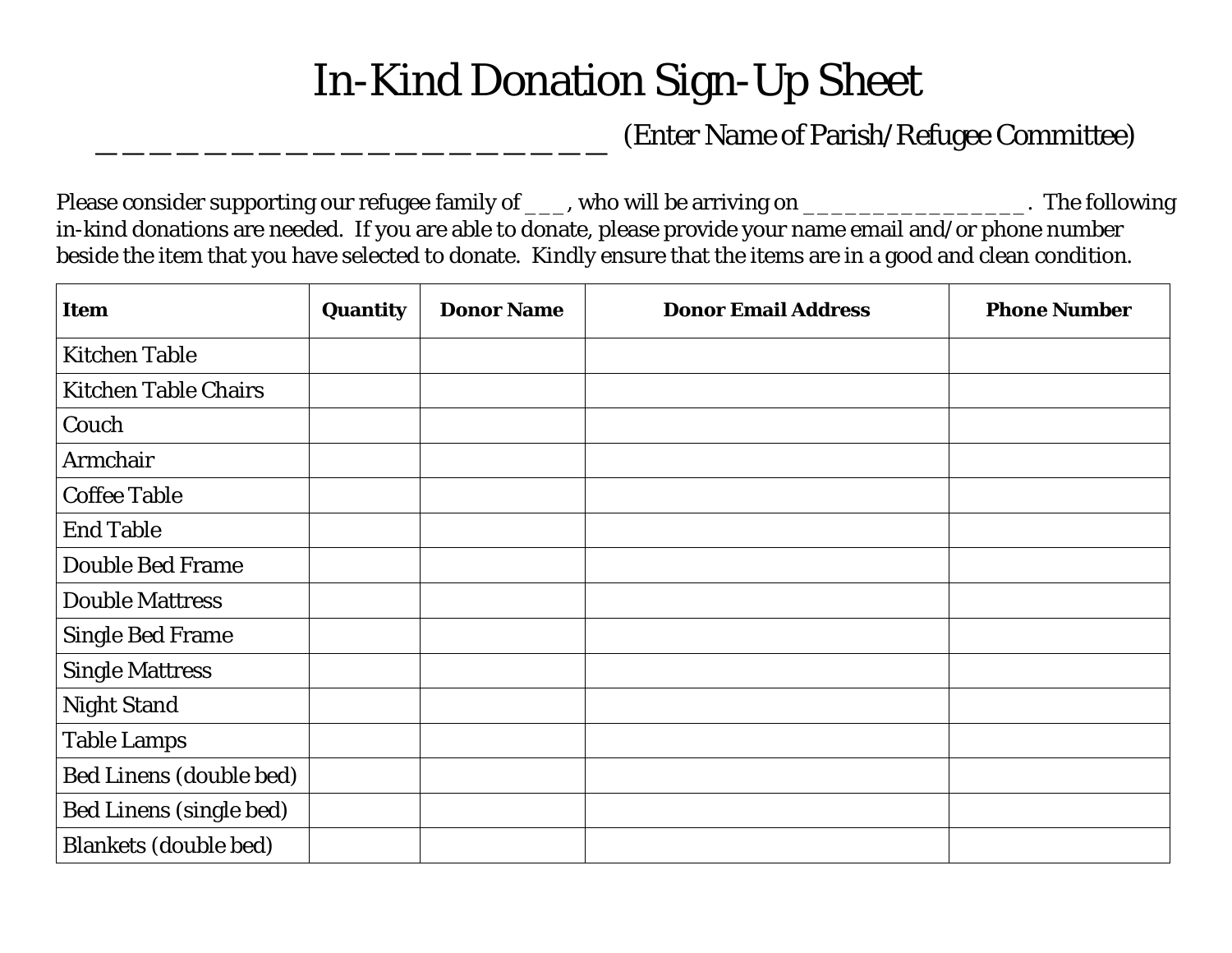# In-Kind Donation Sign-Up Sheet

_______________________ (Enter Name of Parish/Refugee Committee)

Please consider supporting our refugee family of ___, who will be arriving on _________________. The following in-kind donations are needed. If you are able to donate, please provide your name email and/or phone number beside the item that you have selected to donate. Kindly ensure that the items are in a good and clean condition.

| **Item** | **Quantity** | **Donor Name** | **Donor Email Address** | **Phone Number** |
|---|---|---|---|---|
| Kitchen Table | | | | |
| Kitchen Table Chairs | | | | |
| Couch | | | | |
| Armchair | | | | |
| Coffee Table | | | | |
| End Table | | | | |
| Double Bed Frame | | | | |
| Double Mattress | | | | |
| Single Bed Frame | | | | |
| Single Mattress | | | | |
| Night Stand | | | | |
| Table Lamps | | | | |
| Bed Linens (double bed) | | | | |
| Bed Linens (single bed) | | | | |
| Blankets (double bed) | | | | |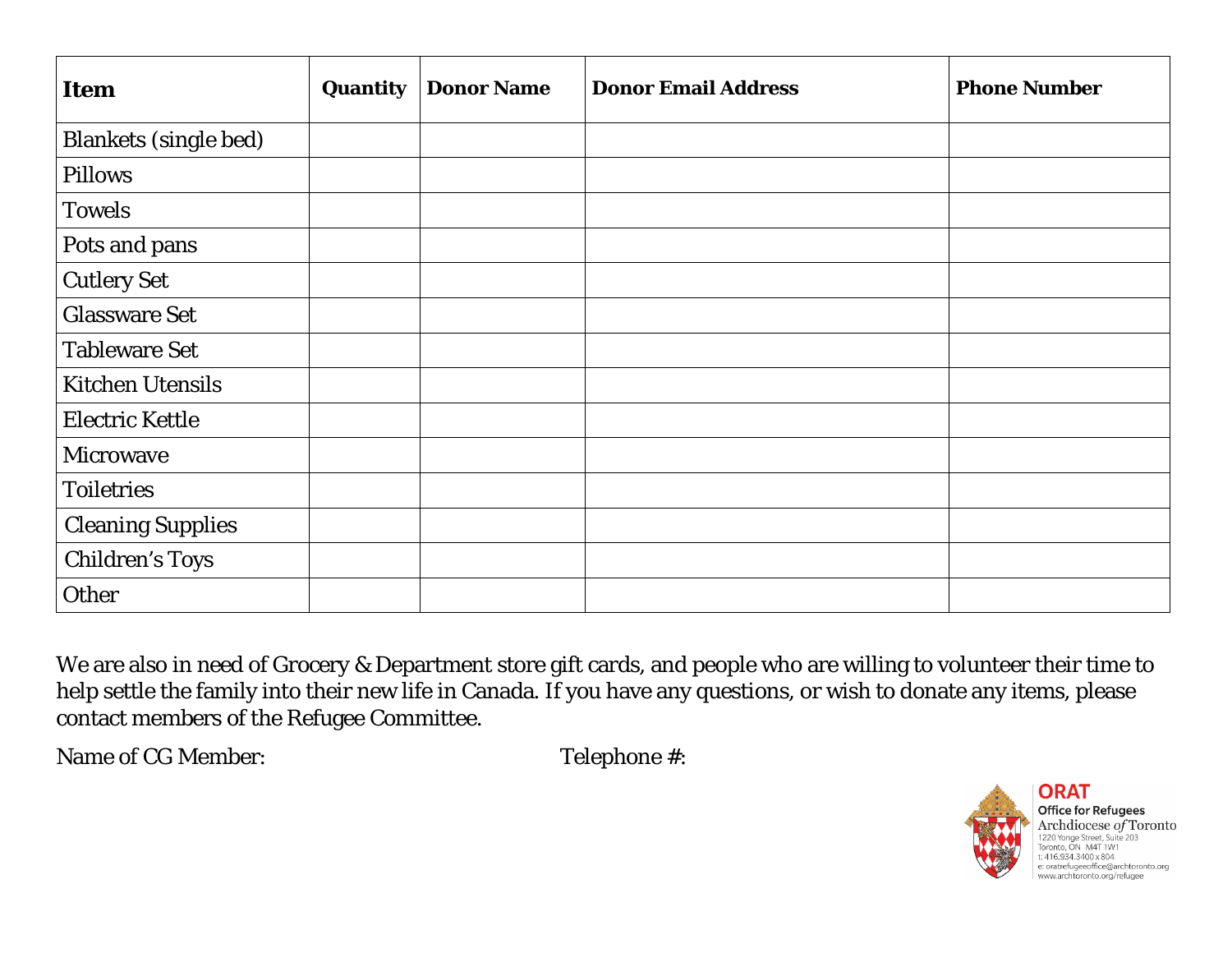| Item | Quantity | Donor Name | Donor Email Address | Phone Number |
|---|---|---|---|---|
| Blankets (single bed) | | | | |
| Pillows | | | | |
| Towels | | | | |
| Pots and pans | | | | |
| Cutlery Set | | | | |
| Glassware Set | | | | |
| Tableware Set | | | | |
| Kitchen Utensils | | | | |
| Electric Kettle | | | | |
| Microwave | | | | |
| Toiletries | | | | |
| Cleaning Supplies | | | | |
| Children's Toys | | | | |
| Other | | | | |

We are also in need of Grocery & Department store gift cards, and people who are willing to volunteer their time to help settle the family into their new life in Canada. If you have any questions, or wish to donate any items, please contact members of the Refugee Committee.

Name of CG Member: Telephone #:

**ORAT**
**Office for Refugees**
Archdiocese *of* Toronto
1220 Yonge Street, Suite 203
Toronto, ON M4T 1W1
t: 416.934.3400 x 804
e: oratrefugeeoffice@archtoronto.org
www.archtoronto.org/refugee